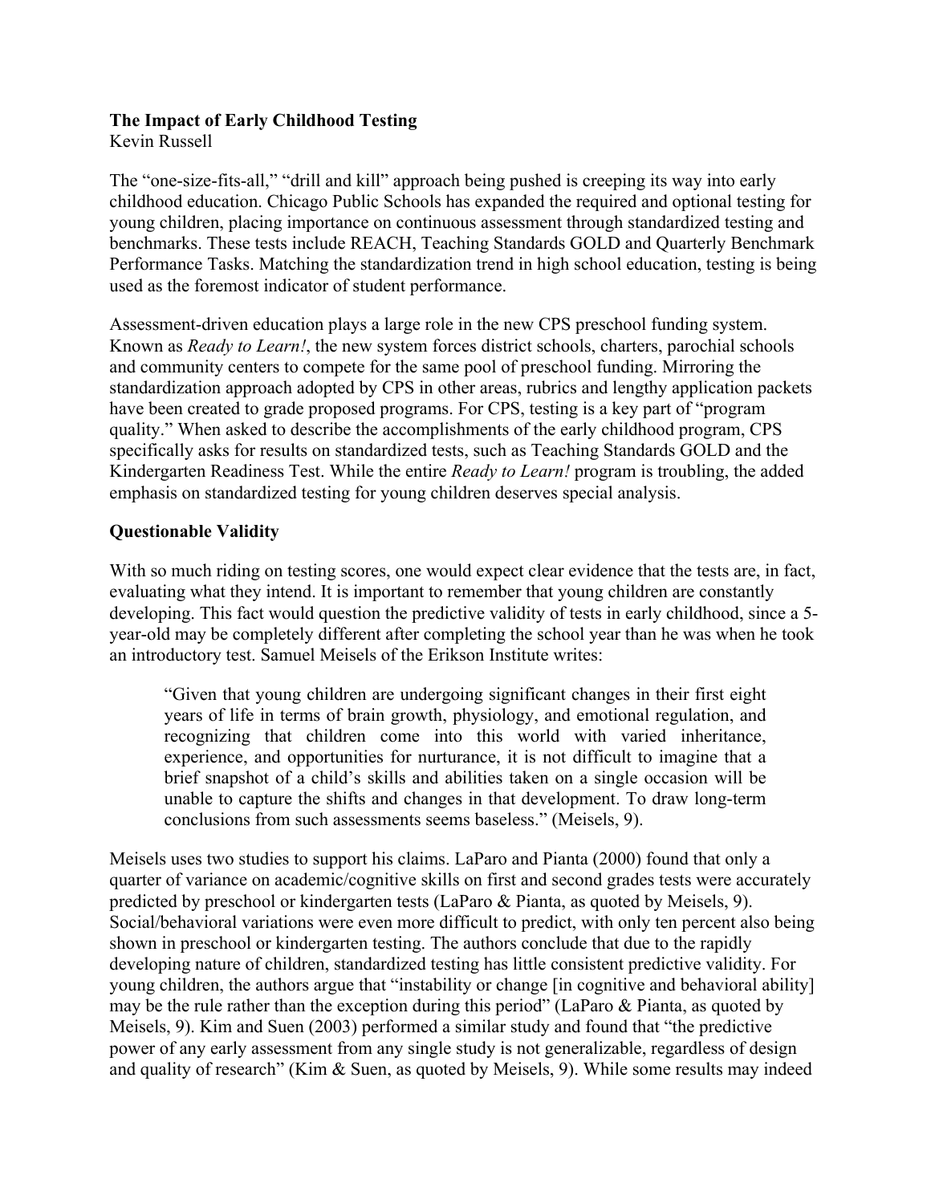**The Impact of Early Childhood Testing**
Kevin Russell

The "one-size-fits-all," "drill and kill" approach being pushed is creeping its way into early childhood education. Chicago Public Schools has expanded the required and optional testing for young children, placing importance on continuous assessment through standardized testing and benchmarks. These tests include REACH, Teaching Standards GOLD and Quarterly Benchmark Performance Tasks. Matching the standardization trend in high school education, testing is being used as the foremost indicator of student performance.

Assessment-driven education plays a large role in the new CPS preschool funding system. Known as *Ready to Learn!*, the new system forces district schools, charters, parochial schools and community centers to compete for the same pool of preschool funding. Mirroring the standardization approach adopted by CPS in other areas, rubrics and lengthy application packets have been created to grade proposed programs. For CPS, testing is a key part of "program quality." When asked to describe the accomplishments of the early childhood program, CPS specifically asks for results on standardized tests, such as Teaching Standards GOLD and the Kindergarten Readiness Test. While the entire *Ready to Learn!* program is troubling, the added emphasis on standardized testing for young children deserves special analysis.

**Questionable Validity**

With so much riding on testing scores, one would expect clear evidence that the tests are, in fact, evaluating what they intend. It is important to remember that young children are constantly developing. This fact would question the predictive validity of tests in early childhood, since a 5-year-old may be completely different after completing the school year than he was when he took an introductory test. Samuel Meisels of the Erikson Institute writes:

> "Given that young children are undergoing significant changes in their first eight years of life in terms of brain growth, physiology, and emotional regulation, and recognizing that children come into this world with varied inheritance, experience, and opportunities for nurturance, it is not difficult to imagine that a brief snapshot of a child's skills and abilities taken on a single occasion will be unable to capture the shifts and changes in that development. To draw long-term conclusions from such assessments seems baseless." (Meisels, 9).

Meisels uses two studies to support his claims. LaParo and Pianta (2000) found that only a quarter of variance on academic/cognitive skills on first and second grades tests were accurately predicted by preschool or kindergarten tests (LaParo & Pianta, as quoted by Meisels, 9). Social/behavioral variations were even more difficult to predict, with only ten percent also being shown in preschool or kindergarten testing. The authors conclude that due to the rapidly developing nature of children, standardized testing has little consistent predictive validity. For young children, the authors argue that "instability or change [in cognitive and behavioral ability] may be the rule rather than the exception during this period" (LaParo & Pianta, as quoted by Meisels, 9). Kim and Suen (2003) performed a similar study and found that "the predictive power of any early assessment from any single study is not generalizable, regardless of design and quality of research" (Kim & Suen, as quoted by Meisels, 9). While some results may indeed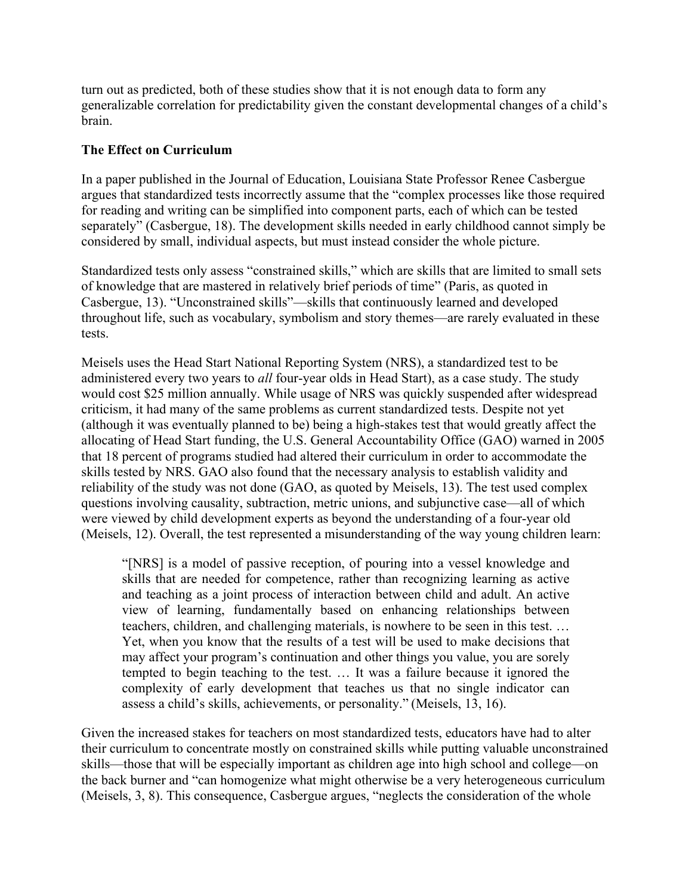turn out as predicted, both of these studies show that it is not enough data to form any generalizable correlation for predictability given the constant developmental changes of a child's brain.

**The Effect on Curriculum**

In a paper published in the Journal of Education, Louisiana State Professor Renee Casbergue argues that standardized tests incorrectly assume that the "complex processes like those required for reading and writing can be simplified into component parts, each of which can be tested separately" (Casbergue, 18). The development skills needed in early childhood cannot simply be considered by small, individual aspects, but must instead consider the whole picture.

Standardized tests only assess "constrained skills," which are skills that are limited to small sets of knowledge that are mastered in relatively brief periods of time" (Paris, as quoted in Casbergue, 13). "Unconstrained skills"—skills that continuously learned and developed throughout life, such as vocabulary, symbolism and story themes—are rarely evaluated in these tests.

Meisels uses the Head Start National Reporting System (NRS), a standardized test to be administered every two years to *all* four-year olds in Head Start), as a case study. The study would cost $25 million annually. While usage of NRS was quickly suspended after widespread criticism, it had many of the same problems as current standardized tests. Despite not yet (although it was eventually planned to be) being a high-stakes test that would greatly affect the allocating of Head Start funding, the U.S. General Accountability Office (GAO) warned in 2005 that 18 percent of programs studied had altered their curriculum in order to accommodate the skills tested by NRS. GAO also found that the necessary analysis to establish validity and reliability of the study was not done (GAO, as quoted by Meisels, 13). The test used complex questions involving causality, subtraction, metric unions, and subjunctive case—all of which were viewed by child development experts as beyond the understanding of a four-year old (Meisels, 12). Overall, the test represented a misunderstanding of the way young children learn:

> "[NRS] is a model of passive reception, of pouring into a vessel knowledge and skills that are needed for competence, rather than recognizing learning as active and teaching as a joint process of interaction between child and adult. An active view of learning, fundamentally based on enhancing relationships between teachers, children, and challenging materials, is nowhere to be seen in this test. … Yet, when you know that the results of a test will be used to make decisions that may affect your program's continuation and other things you value, you are sorely tempted to begin teaching to the test. … It was a failure because it ignored the complexity of early development that teaches us that no single indicator can assess a child's skills, achievements, or personality." (Meisels, 13, 16).

Given the increased stakes for teachers on most standardized tests, educators have had to alter their curriculum to concentrate mostly on constrained skills while putting valuable unconstrained skills—those that will be especially important as children age into high school and college—on the back burner and "can homogenize what might otherwise be a very heterogeneous curriculum (Meisels, 3, 8). This consequence, Casbergue argues, "neglects the consideration of the whole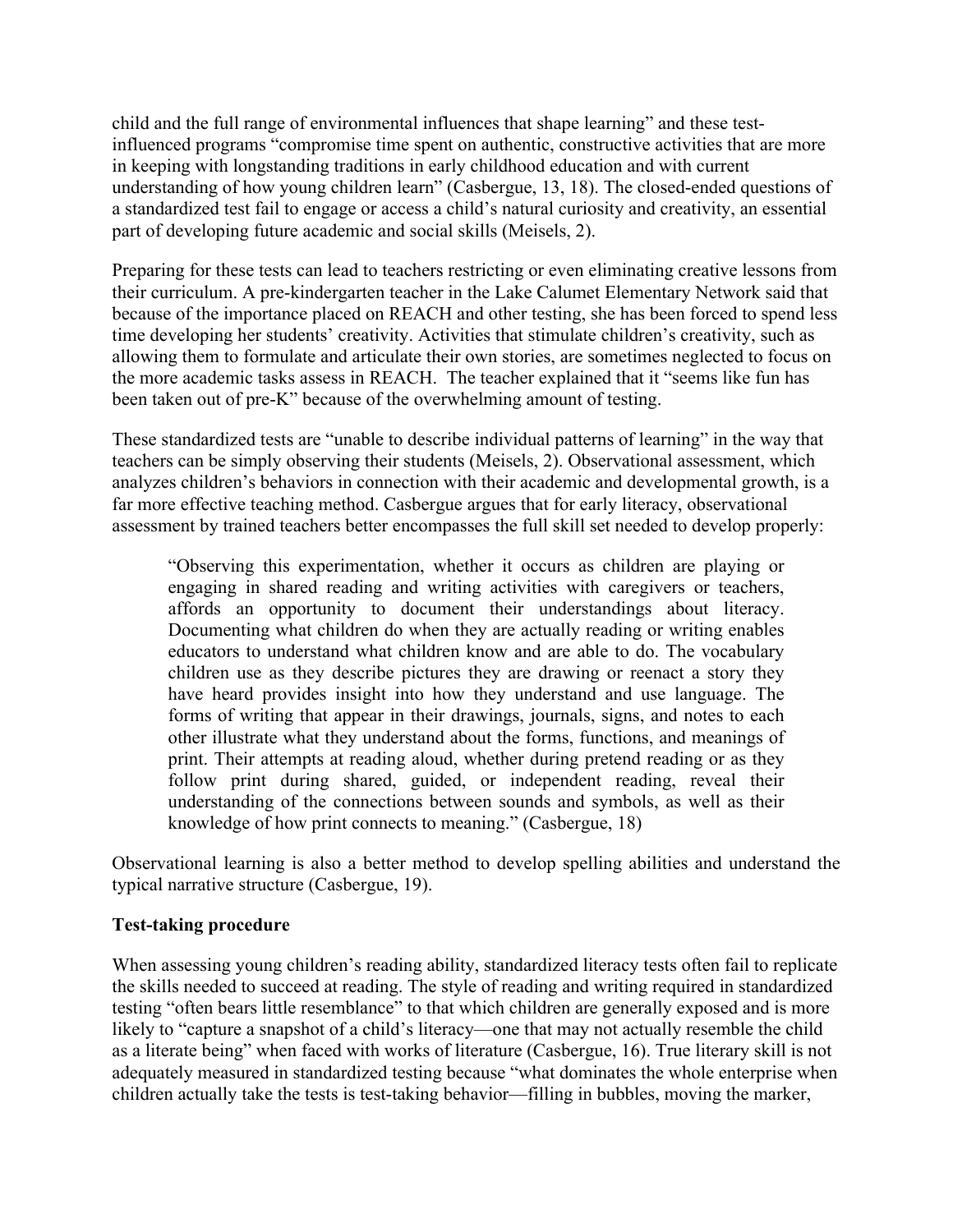child and the full range of environmental influences that shape learning" and these test-influenced programs "compromise time spent on authentic, constructive activities that are more in keeping with longstanding traditions in early childhood education and with current understanding of how young children learn" (Casbergue, 13, 18). The closed-ended questions of a standardized test fail to engage or access a child's natural curiosity and creativity, an essential part of developing future academic and social skills (Meisels, 2).

Preparing for these tests can lead to teachers restricting or even eliminating creative lessons from their curriculum. A pre-kindergarten teacher in the Lake Calumet Elementary Network said that because of the importance placed on REACH and other testing, she has been forced to spend less time developing her students' creativity. Activities that stimulate children's creativity, such as allowing them to formulate and articulate their own stories, are sometimes neglected to focus on the more academic tasks assess in REACH. The teacher explained that it "seems like fun has been taken out of pre-K" because of the overwhelming amount of testing.

These standardized tests are "unable to describe individual patterns of learning" in the way that teachers can be simply observing their students (Meisels, 2). Observational assessment, which analyzes children's behaviors in connection with their academic and developmental growth, is a far more effective teaching method. Casbergue argues that for early literacy, observational assessment by trained teachers better encompasses the full skill set needed to develop properly:

> "Observing this experimentation, whether it occurs as children are playing or engaging in shared reading and writing activities with caregivers or teachers, affords an opportunity to document their understandings about literacy. Documenting what children do when they are actually reading or writing enables educators to understand what children know and are able to do. The vocabulary children use as they describe pictures they are drawing or reenact a story they have heard provides insight into how they understand and use language. The forms of writing that appear in their drawings, journals, signs, and notes to each other illustrate what they understand about the forms, functions, and meanings of print. Their attempts at reading aloud, whether during pretend reading or as they follow print during shared, guided, or independent reading, reveal their understanding of the connections between sounds and symbols, as well as their knowledge of how print connects to meaning." (Casbergue, 18)

Observational learning is also a better method to develop spelling abilities and understand the typical narrative structure (Casbergue, 19).

**Test-taking procedure**

When assessing young children's reading ability, standardized literacy tests often fail to replicate the skills needed to succeed at reading. The style of reading and writing required in standardized testing "often bears little resemblance" to that which children are generally exposed and is more likely to "capture a snapshot of a child's literacy—one that may not actually resemble the child as a literate being" when faced with works of literature (Casbergue, 16). True literary skill is not adequately measured in standardized testing because "what dominates the whole enterprise when children actually take the tests is test-taking behavior—filling in bubbles, moving the marker,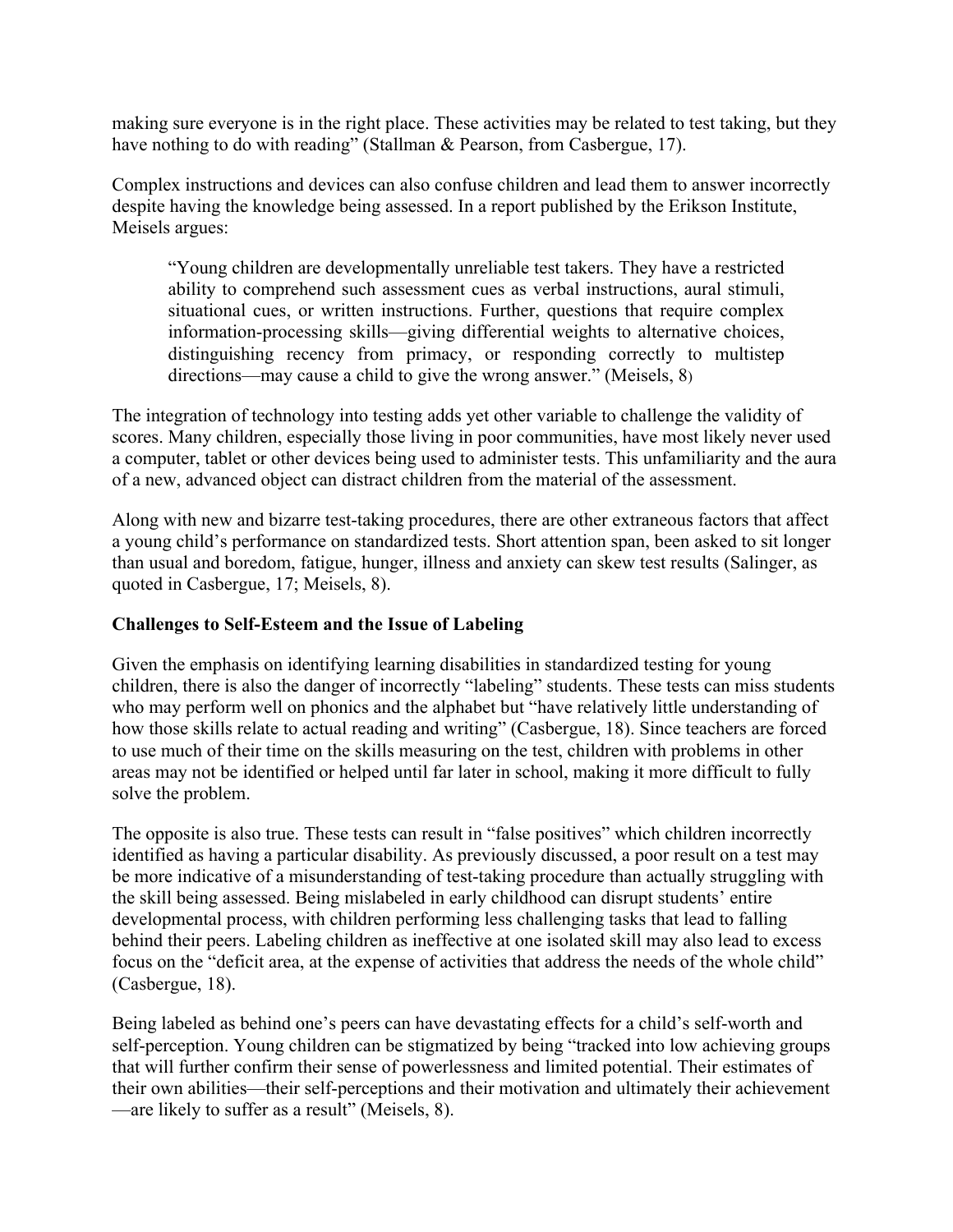making sure everyone is in the right place. These activities may be related to test taking, but they have nothing to do with reading" (Stallman & Pearson, from Casbergue, 17).

Complex instructions and devices can also confuse children and lead them to answer incorrectly despite having the knowledge being assessed. In a report published by the Erikson Institute, Meisels argues:

> "Young children are developmentally unreliable test takers. They have a restricted ability to comprehend such assessment cues as verbal instructions, aural stimuli, situational cues, or written instructions. Further, questions that require complex information-processing skills—giving differential weights to alternative choices, distinguishing recency from primacy, or responding correctly to multistep directions—may cause a child to give the wrong answer." (Meisels, 8)

The integration of technology into testing adds yet other variable to challenge the validity of scores. Many children, especially those living in poor communities, have most likely never used a computer, tablet or other devices being used to administer tests. This unfamiliarity and the aura of a new, advanced object can distract children from the material of the assessment.

Along with new and bizarre test-taking procedures, there are other extraneous factors that affect a young child's performance on standardized tests. Short attention span, been asked to sit longer than usual and boredom, fatigue, hunger, illness and anxiety can skew test results (Salinger, as quoted in Casbergue, 17; Meisels, 8).

**Challenges to Self-Esteem and the Issue of Labeling**

Given the emphasis on identifying learning disabilities in standardized testing for young children, there is also the danger of incorrectly "labeling" students. These tests can miss students who may perform well on phonics and the alphabet but "have relatively little understanding of how those skills relate to actual reading and writing" (Casbergue, 18). Since teachers are forced to use much of their time on the skills measuring on the test, children with problems in other areas may not be identified or helped until far later in school, making it more difficult to fully solve the problem.

The opposite is also true. These tests can result in "false positives" which children incorrectly identified as having a particular disability. As previously discussed, a poor result on a test may be more indicative of a misunderstanding of test-taking procedure than actually struggling with the skill being assessed. Being mislabeled in early childhood can disrupt students' entire developmental process, with children performing less challenging tasks that lead to falling behind their peers. Labeling children as ineffective at one isolated skill may also lead to excess focus on the "deficit area, at the expense of activities that address the needs of the whole child" (Casbergue, 18).

Being labeled as behind one's peers can have devastating effects for a child's self-worth and self-perception. Young children can be stigmatized by being "tracked into low achieving groups that will further confirm their sense of powerlessness and limited potential. Their estimates of their own abilities—their self-perceptions and their motivation and ultimately their achievement—are likely to suffer as a result" (Meisels, 8).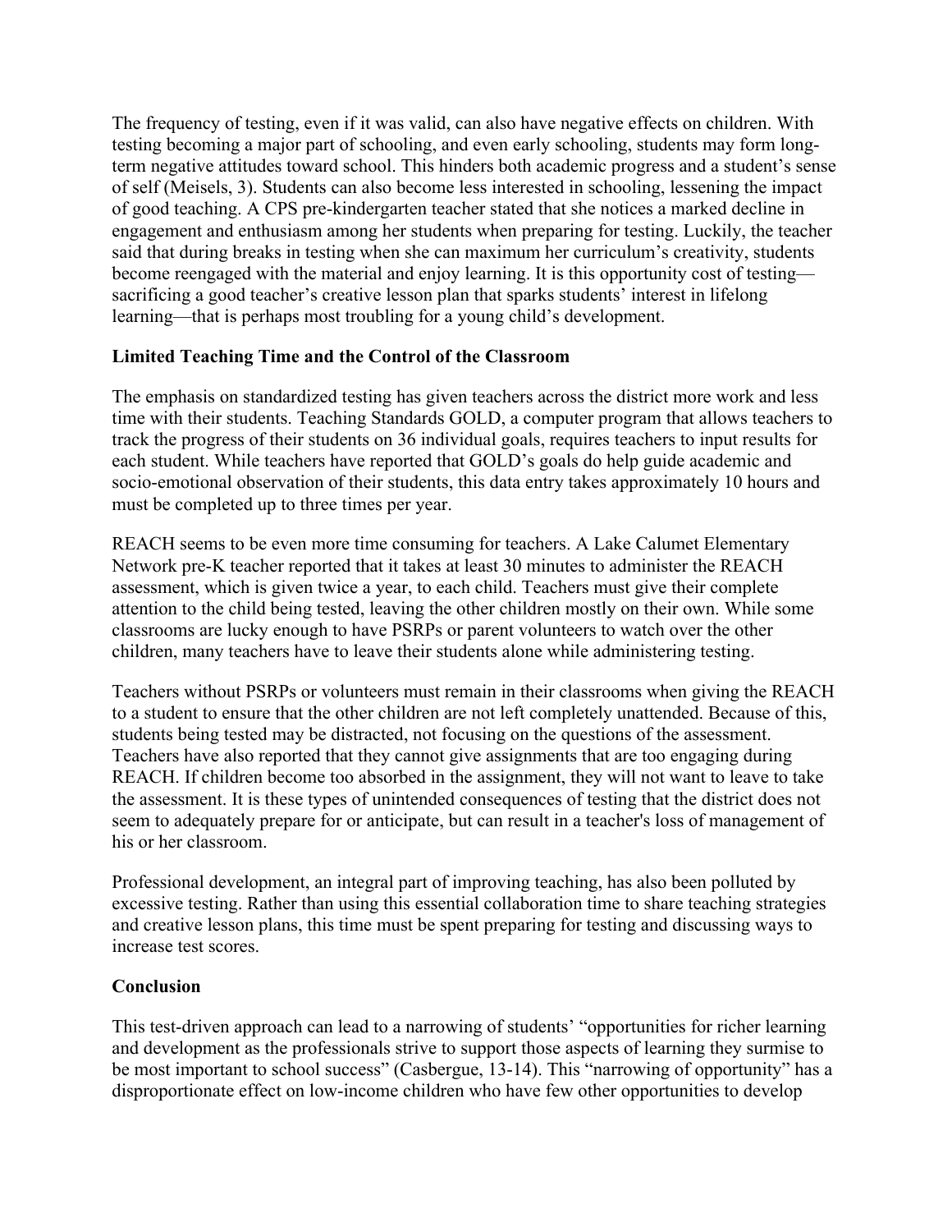The frequency of testing, even if it was valid, can also have negative effects on children. With testing becoming a major part of schooling, and even early schooling, students may form long-term negative attitudes toward school. This hinders both academic progress and a student's sense of self (Meisels, 3). Students can also become less interested in schooling, lessening the impact of good teaching. A CPS pre-kindergarten teacher stated that she notices a marked decline in engagement and enthusiasm among her students when preparing for testing. Luckily, the teacher said that during breaks in testing when she can maximum her curriculum's creativity, students become reengaged with the material and enjoy learning. It is this opportunity cost of testing—sacrificing a good teacher's creative lesson plan that sparks students' interest in lifelong learning—that is perhaps most troubling for a young child's development.

**Limited Teaching Time and the Control of the Classroom**

The emphasis on standardized testing has given teachers across the district more work and less time with their students. Teaching Standards GOLD, a computer program that allows teachers to track the progress of their students on 36 individual goals, requires teachers to input results for each student. While teachers have reported that GOLD's goals do help guide academic and socio-emotional observation of their students, this data entry takes approximately 10 hours and must be completed up to three times per year.

REACH seems to be even more time consuming for teachers. A Lake Calumet Elementary Network pre-K teacher reported that it takes at least 30 minutes to administer the REACH assessment, which is given twice a year, to each child. Teachers must give their complete attention to the child being tested, leaving the other children mostly on their own. While some classrooms are lucky enough to have PSRPs or parent volunteers to watch over the other children, many teachers have to leave their students alone while administering testing.

Teachers without PSRPs or volunteers must remain in their classrooms when giving the REACH to a student to ensure that the other children are not left completely unattended. Because of this, students being tested may be distracted, not focusing on the questions of the assessment. Teachers have also reported that they cannot give assignments that are too engaging during REACH. If children become too absorbed in the assignment, they will not want to leave to take the assessment. It is these types of unintended consequences of testing that the district does not seem to adequately prepare for or anticipate, but can result in a teacher's loss of management of his or her classroom.

Professional development, an integral part of improving teaching, has also been polluted by excessive testing. Rather than using this essential collaboration time to share teaching strategies and creative lesson plans, this time must be spent preparing for testing and discussing ways to increase test scores.

**Conclusion**

This test-driven approach can lead to a narrowing of students' "opportunities for richer learning and development as the professionals strive to support those aspects of learning they surmise to be most important to school success" (Casbergue, 13-14). This "narrowing of opportunity" has a disproportionate effect on low-income children who have few other opportunities to develop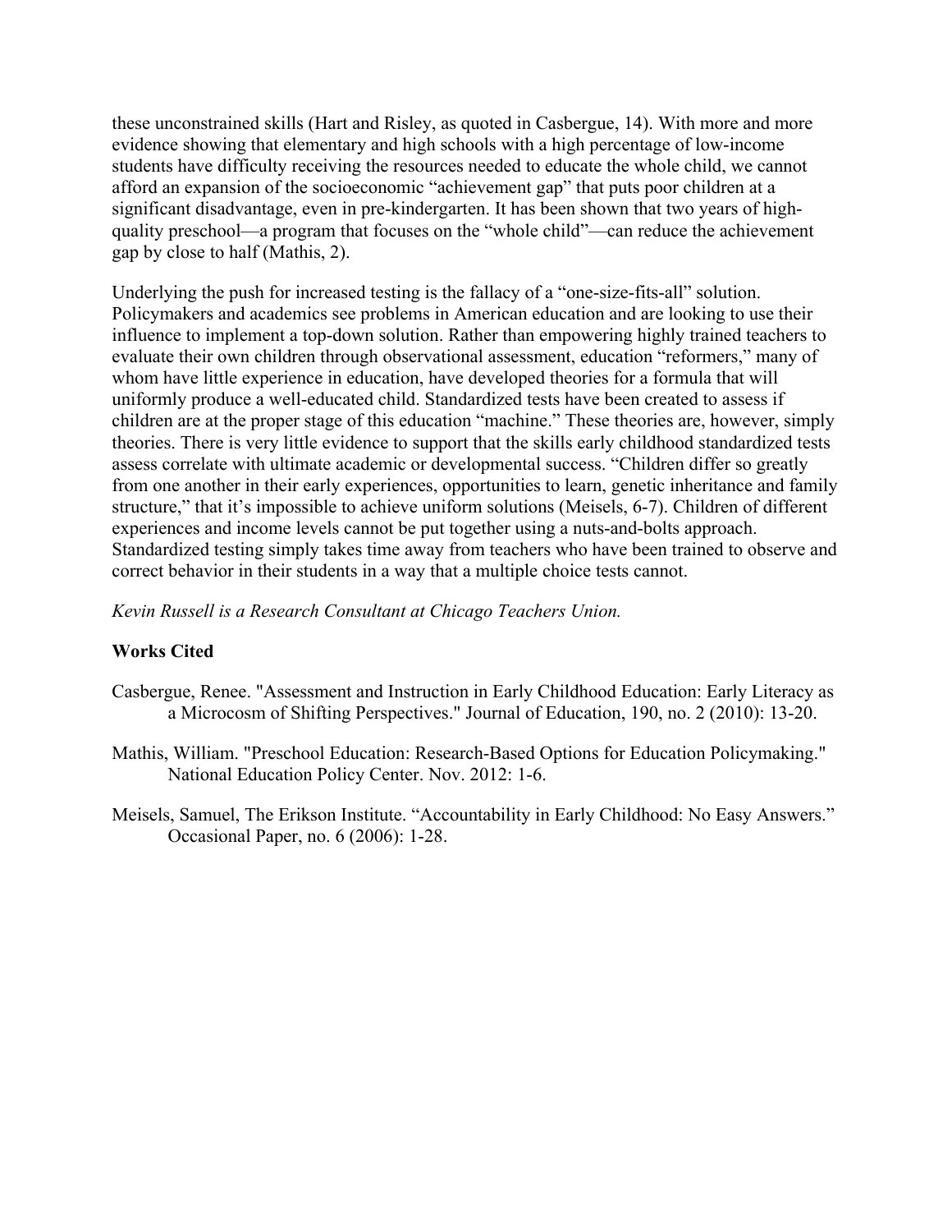these unconstrained skills (Hart and Risley, as quoted in Casbergue, 14). With more and more evidence showing that elementary and high schools with a high percentage of low-income students have difficulty receiving the resources needed to educate the whole child, we cannot afford an expansion of the socioeconomic "achievement gap" that puts poor children at a significant disadvantage, even in pre-kindergarten. It has been shown that two years of high-quality preschool—a program that focuses on the "whole child"—can reduce the achievement gap by close to half (Mathis, 2).

Underlying the push for increased testing is the fallacy of a "one-size-fits-all" solution. Policymakers and academics see problems in American education and are looking to use their influence to implement a top-down solution. Rather than empowering highly trained teachers to evaluate their own children through observational assessment, education "reformers," many of whom have little experience in education, have developed theories for a formula that will uniformly produce a well-educated child. Standardized tests have been created to assess if children are at the proper stage of this education "machine." These theories are, however, simply theories. There is very little evidence to support that the skills early childhood standardized tests assess correlate with ultimate academic or developmental success. "Children differ so greatly from one another in their early experiences, opportunities to learn, genetic inheritance and family structure," that it's impossible to achieve uniform solutions (Meisels, 6-7). Children of different experiences and income levels cannot be put together using a nuts-and-bolts approach. Standardized testing simply takes time away from teachers who have been trained to observe and correct behavior in their students in a way that a multiple choice tests cannot.

*Kevin Russell is a Research Consultant at Chicago Teachers Union.*

**Works Cited**

Casbergue, Renee. "Assessment and Instruction in Early Childhood Education: Early Literacy as a Microcosm of Shifting Perspectives." Journal of Education, 190, no. 2 (2010): 13-20.

Mathis, William. "Preschool Education: Research-Based Options for Education Policymaking." National Education Policy Center. Nov. 2012: 1-6.

Meisels, Samuel, The Erikson Institute. "Accountability in Early Childhood: No Easy Answers." Occasional Paper, no. 6 (2006): 1-28.